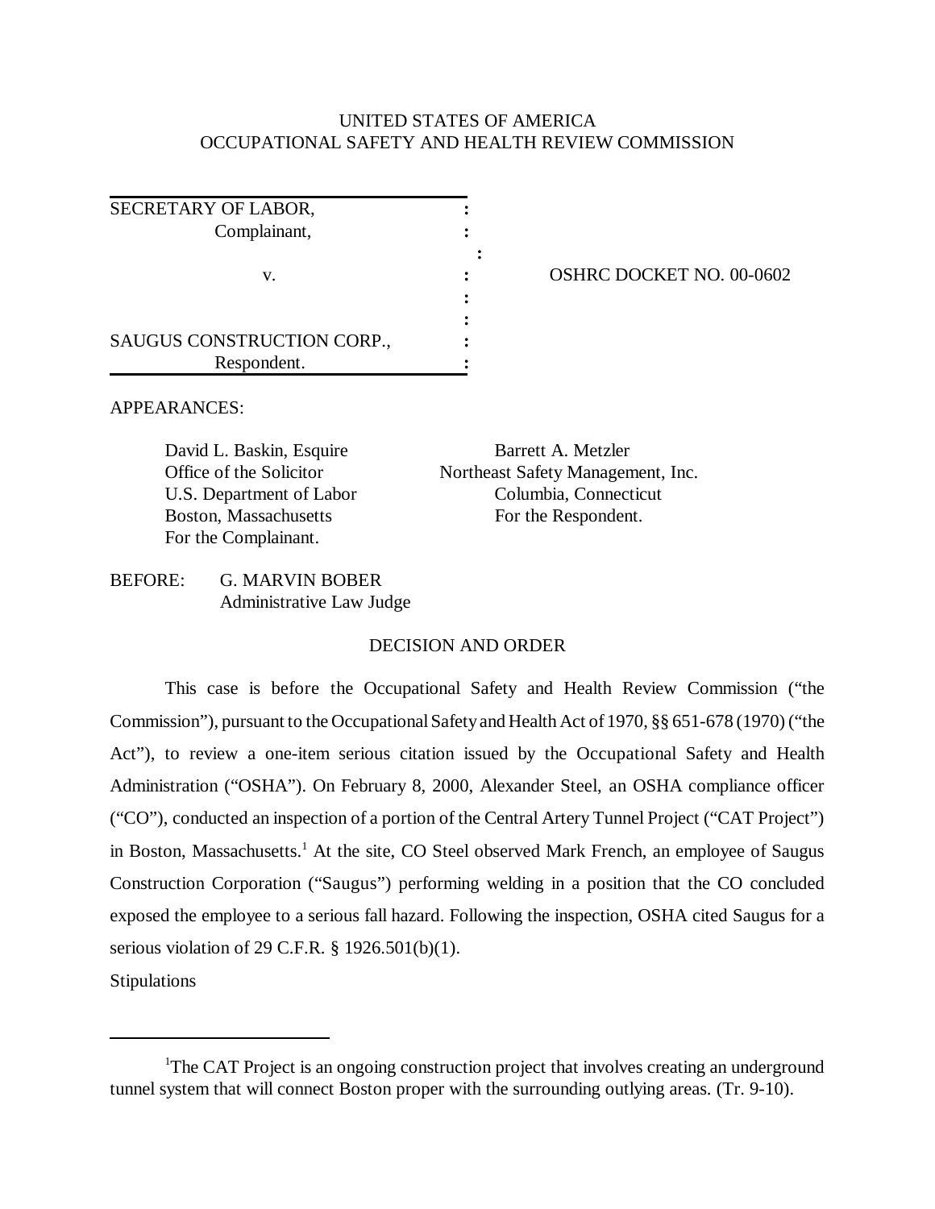UNITED STATES OF AMERICA
OCCUPATIONAL SAFETY AND HEALTH REVIEW COMMISSION

| | | |
|---|---|---|
| SECRETARY OF LABOR, Complainant, | : | |
| v. | : | OSHRC DOCKET NO. 00-0602 |
| SAUGUS CONSTRUCTION CORP., Respondent. | : | |

APPEARANCES:

David L. Baskin, Esquire
Office of the Solicitor
U.S. Department of Labor
Boston, Massachusetts
For the Complainant.

Barrett A. Metzler
Northeast Safety Management, Inc.
Columbia, Connecticut
For the Respondent.

BEFORE: G. MARVIN BOBER
Administrative Law Judge

DECISION AND ORDER

This case is before the Occupational Safety and Health Review Commission ("the Commission"), pursuant to the Occupational Safety and Health Act of 1970, §§ 651-678 (1970) ("the Act"), to review a one-item serious citation issued by the Occupational Safety and Health Administration ("OSHA"). On February 8, 2000, Alexander Steel, an OSHA compliance officer ("CO"), conducted an inspection of a portion of the Central Artery Tunnel Project ("CAT Project") in Boston, Massachusetts.[1] At the site, CO Steel observed Mark French, an employee of Saugus Construction Corporation ("Saugus") performing welding in a position that the CO concluded exposed the employee to a serious fall hazard. Following the inspection, OSHA cited Saugus for a serious violation of 29 C.F.R. § 1926.501(b)(1).

Stipulations

---

[1]The CAT Project is an ongoing construction project that involves creating an underground tunnel system that will connect Boston proper with the surrounding outlying areas. (Tr. 9-10).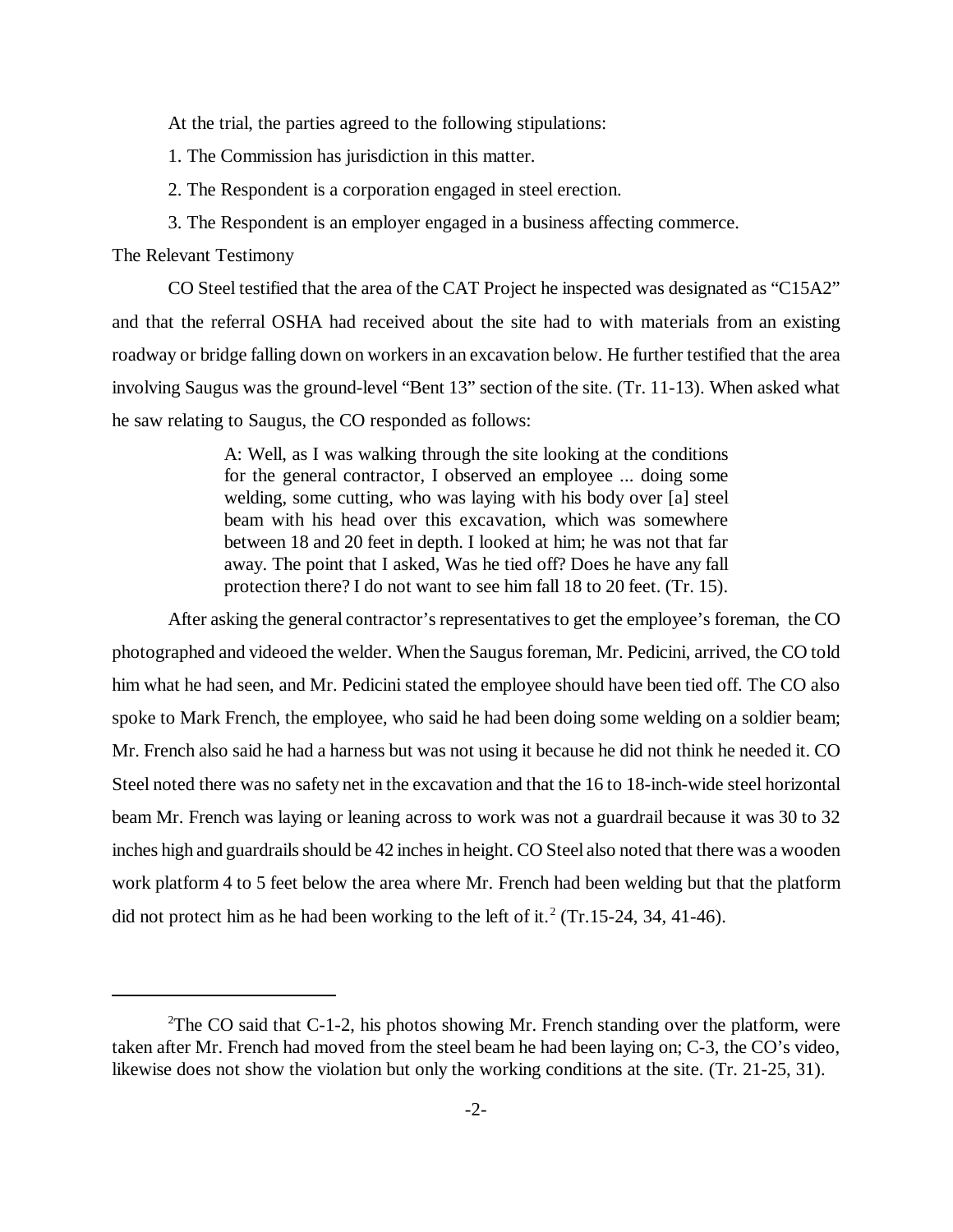At the trial, the parties agreed to the following stipulations:

1. The Commission has jurisdiction in this matter.

2. The Respondent is a corporation engaged in steel erection.

3. The Respondent is an employer engaged in a business affecting commerce.

The Relevant Testimony

CO Steel testified that the area of the CAT Project he inspected was designated as "C15A2" and that the referral OSHA had received about the site had to with materials from an existing roadway or bridge falling down on workers in an excavation below. He further testified that the area involving Saugus was the ground-level "Bent 13" section of the site. (Tr. 11-13). When asked what he saw relating to Saugus, the CO responded as follows:

> A: Well, as I was walking through the site looking at the conditions for the general contractor, I observed an employee ... doing some welding, some cutting, who was laying with his body over [a] steel beam with his head over this excavation, which was somewhere between 18 and 20 feet in depth. I looked at him; he was not that far away. The point that I asked, Was he tied off? Does he have any fall protection there? I do not want to see him fall 18 to 20 feet. (Tr. 15).

After asking the general contractor's representatives to get the employee's foreman, the CO photographed and videoed the welder. When the Saugus foreman, Mr. Pedicini, arrived, the CO told him what he had seen, and Mr. Pedicini stated the employee should have been tied off. The CO also spoke to Mark French, the employee, who said he had been doing some welding on a soldier beam; Mr. French also said he had a harness but was not using it because he did not think he needed it. CO Steel noted there was no safety net in the excavation and that the 16 to 18-inch-wide steel horizontal beam Mr. French was laying or leaning across to work was not a guardrail because it was 30 to 32 inches high and guardrails should be 42 inches in height. CO Steel also noted that there was a wooden work platform 4 to 5 feet below the area where Mr. French had been welding but that the platform did not protect him as he had been working to the left of it.[2] (Tr.15-24, 34, 41-46).

---

[2]The CO said that C-1-2, his photos showing Mr. French standing over the platform, were taken after Mr. French had moved from the steel beam he had been laying on; C-3, the CO's video, likewise does not show the violation but only the working conditions at the site. (Tr. 21-25, 31).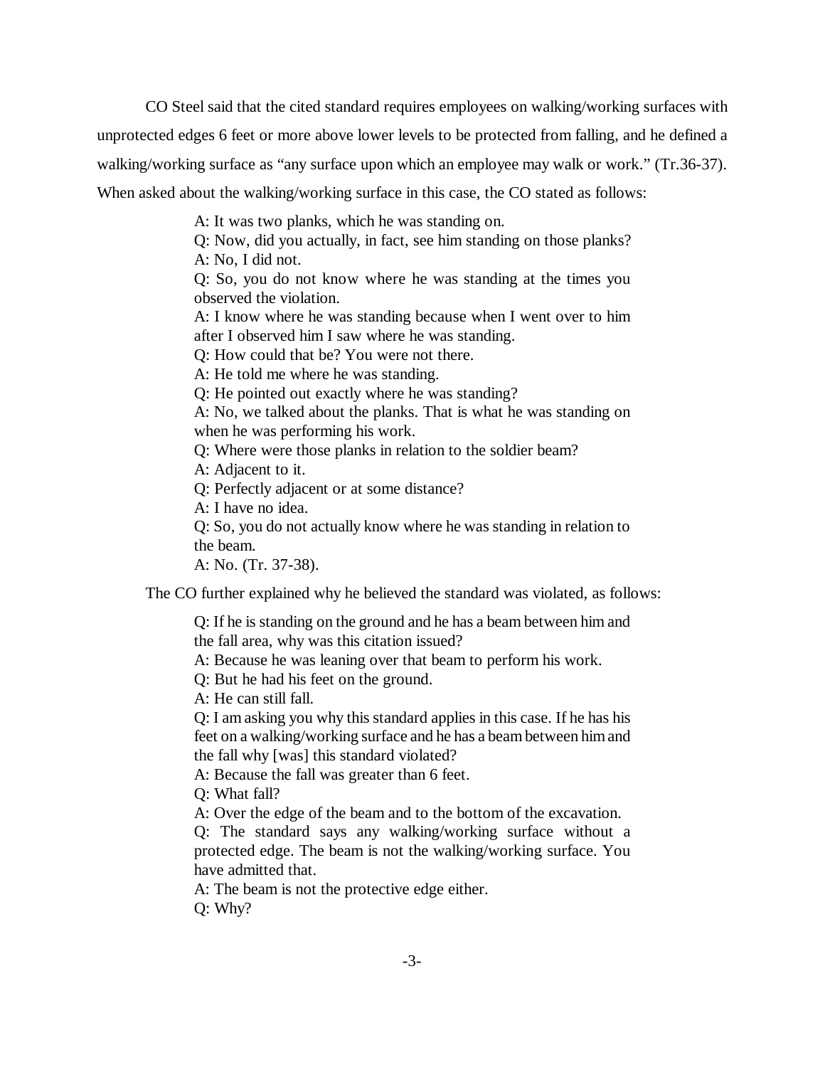CO Steel said that the cited standard requires employees on walking/working surfaces with unprotected edges 6 feet or more above lower levels to be protected from falling, and he defined a walking/working surface as "any surface upon which an employee may walk or work." (Tr.36-37). When asked about the walking/working surface in this case, the CO stated as follows:

> A: It was two planks, which he was standing on.
>
> Q: Now, did you actually, in fact, see him standing on those planks?
>
> A: No, I did not.
>
> Q: So, you do not know where he was standing at the times you observed the violation.
>
> A: I know where he was standing because when I went over to him after I observed him I saw where he was standing.
>
> Q: How could that be? You were not there.
>
> A: He told me where he was standing.
>
> Q: He pointed out exactly where he was standing?
>
> A: No, we talked about the planks. That is what he was standing on when he was performing his work.
>
> Q: Where were those planks in relation to the soldier beam?
>
> A: Adjacent to it.
>
> Q: Perfectly adjacent or at some distance?
>
> A: I have no idea.
>
> Q: So, you do not actually know where he was standing in relation to the beam.
>
> A: No. (Tr. 37-38).

The CO further explained why he believed the standard was violated, as follows:

> Q: If he is standing on the ground and he has a beam between him and the fall area, why was this citation issued?
>
> A: Because he was leaning over that beam to perform his work.
>
> Q: But he had his feet on the ground.
>
> A: He can still fall.
>
> Q: I am asking you why this standard applies in this case. If he has his feet on a walking/working surface and he has a beam between him and the fall why [was] this standard violated?
>
> A: Because the fall was greater than 6 feet.
>
> Q: What fall?
>
> A: Over the edge of the beam and to the bottom of the excavation.
>
> Q: The standard says any walking/working surface without a protected edge. The beam is not the walking/working surface. You have admitted that.
>
> A: The beam is not the protective edge either.
>
> Q: Why?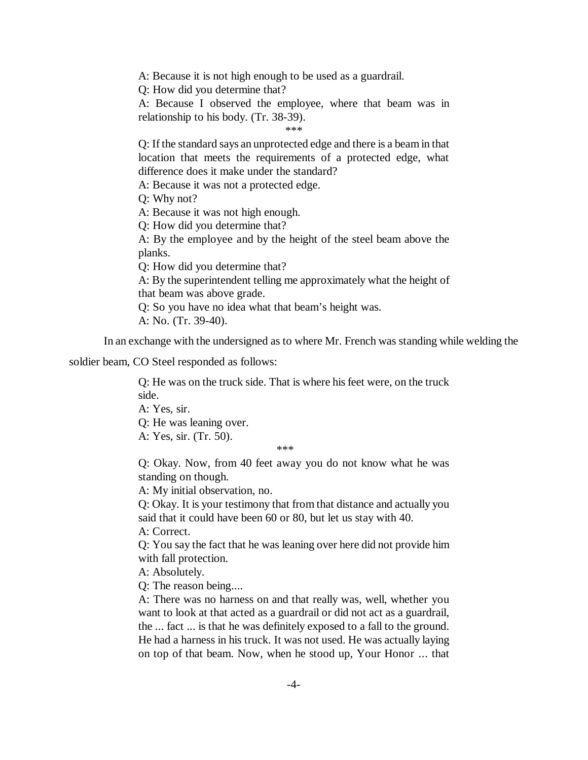> A: Because it is not high enough to be used as a guardrail.
>
> Q: How did you determine that?
>
> A: Because I observed the employee, where that beam was in relationship to his body. (Tr. 38-39).
>
> ***
>
> Q: If the standard says an unprotected edge and there is a beam in that location that meets the requirements of a protected edge, what difference does it make under the standard?
>
> A: Because it was not a protected edge.
>
> Q: Why not?
>
> A: Because it was not high enough.
>
> Q: How did you determine that?
>
> A: By the employee and by the height of the steel beam above the planks.
>
> Q: How did you determine that?
>
> A: By the superintendent telling me approximately what the height of that beam was above grade.
>
> Q: So you have no idea what that beam's height was.
>
> A: No. (Tr. 39-40).

In an exchange with the undersigned as to where Mr. French was standing while welding the soldier beam, CO Steel responded as follows:

> Q: He was on the truck side. That is where his feet were, on the truck side.
>
> A: Yes, sir.
>
> Q: He was leaning over.
>
> A: Yes, sir. (Tr. 50).
>
> ***
>
> Q: Okay. Now, from 40 feet away you do not know what he was standing on though.
>
> A: My initial observation, no.
>
> Q: Okay. It is your testimony that from that distance and actually you said that it could have been 60 or 80, but let us stay with 40.
>
> A: Correct.
>
> Q: You say the fact that he was leaning over here did not provide him with fall protection.
>
> A: Absolutely.
>
> Q: The reason being....
>
> A: There was no harness on and that really was, well, whether you want to look at that acted as a guardrail or did not act as a guardrail, the ... fact ... is that he was definitely exposed to a fall to the ground. He had a harness in his truck. It was not used. He was actually laying on top of that beam. Now, when he stood up, Your Honor ... that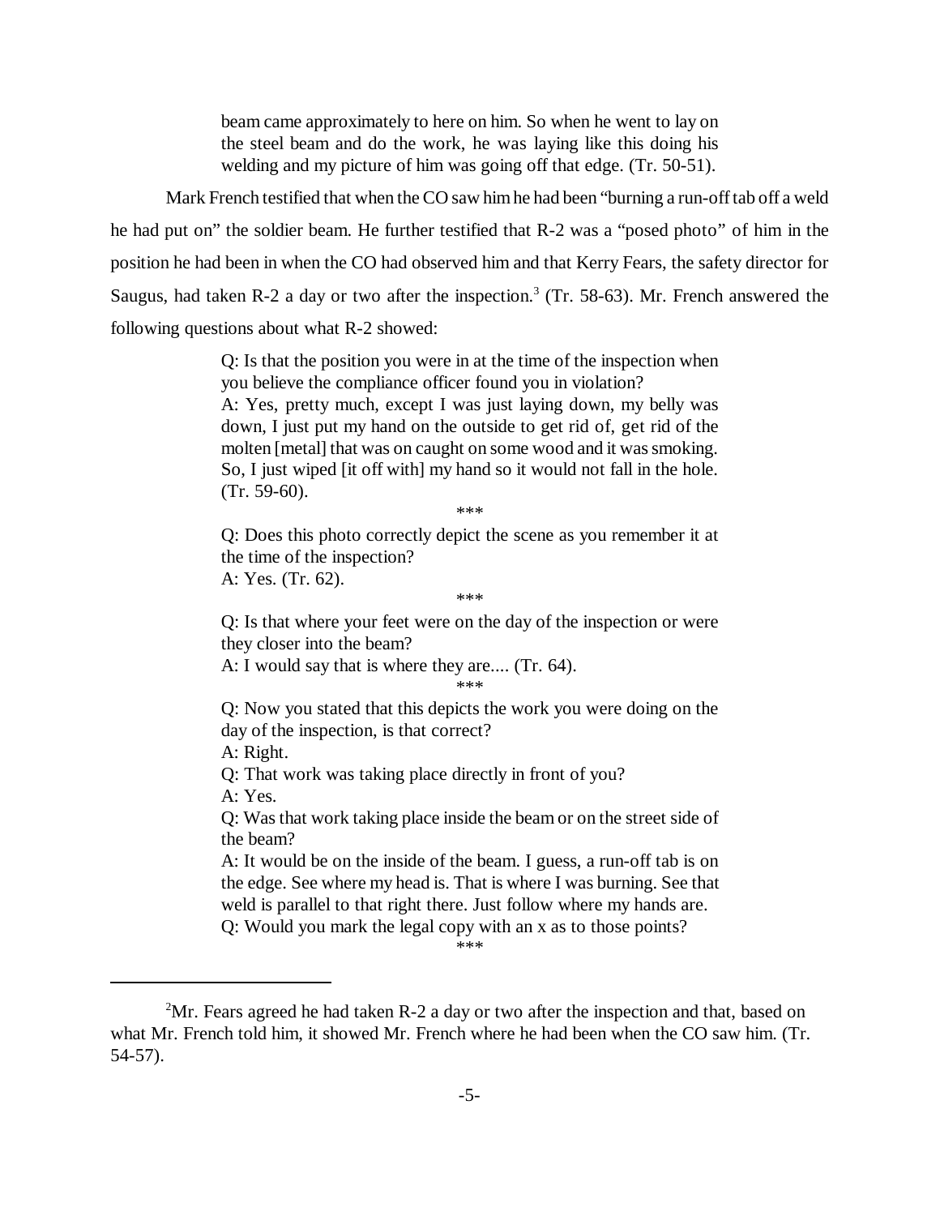> beam came approximately to here on him. So when he went to lay on the steel beam and do the work, he was laying like this doing his welding and my picture of him was going off that edge. (Tr. 50-51).

Mark French testified that when the CO saw him he had been "burning a run-off tab off a weld he had put on" the soldier beam. He further testified that R-2 was a "posed photo" of him in the position he had been in when the CO had observed him and that Kerry Fears, the safety director for Saugus, had taken R-2 a day or two after the inspection.[3] (Tr. 58-63). Mr. French answered the following questions about what R-2 showed:

> Q: Is that the position you were in at the time of the inspection when you believe the compliance officer found you in violation?
> A: Yes, pretty much, except I was just laying down, my belly was down, I just put my hand on the outside to get rid of, get rid of the molten [metal] that was on caught on some wood and it was smoking. So, I just wiped [it off with] my hand so it would not fall in the hole. (Tr. 59-60).
>
> ***
>
> Q: Does this photo correctly depict the scene as you remember it at the time of the inspection?
> A: Yes. (Tr. 62).
>
> ***
>
> Q: Is that where your feet were on the day of the inspection or were they closer into the beam?
> A: I would say that is where they are.... (Tr. 64).
>
> ***
>
> Q: Now you stated that this depicts the work you were doing on the day of the inspection, is that correct?
> A: Right.
> Q: That work was taking place directly in front of you?
> A: Yes.
> Q: Was that work taking place inside the beam or on the street side of the beam?
> A: It would be on the inside of the beam. I guess, a run-off tab is on the edge. See where my head is. That is where I was burning. See that weld is parallel to that right there. Just follow where my hands are.
> Q: Would you mark the legal copy with an x as to those points?
>
> ***

---

[2]Mr. Fears agreed he had taken R-2 a day or two after the inspection and that, based on what Mr. French told him, it showed Mr. French where he had been when the CO saw him. (Tr. 54-57).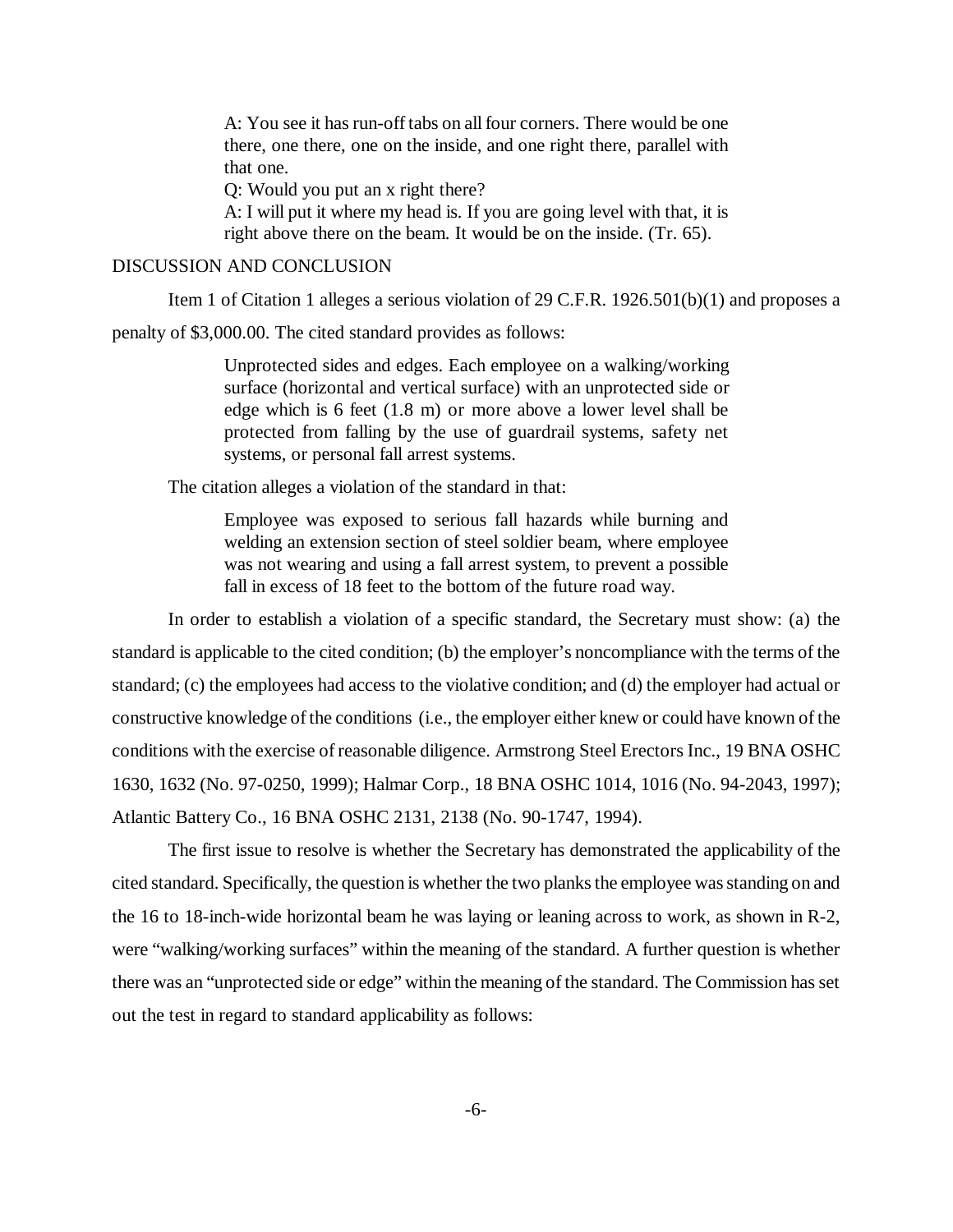> A: You see it has run-off tabs on all four corners. There would be one there, one there, one on the inside, and one right there, parallel with that one.
>
> Q: Would you put an x right there?
>
> A: I will put it where my head is. If you are going level with that, it is right above there on the beam. It would be on the inside. (Tr. 65).

## DISCUSSION AND CONCLUSION

Item 1 of Citation 1 alleges a serious violation of 29 C.F.R. 1926.501(b)(1) and proposes a penalty of $3,000.00. The cited standard provides as follows:

> Unprotected sides and edges. Each employee on a walking/working surface (horizontal and vertical surface) with an unprotected side or edge which is 6 feet (1.8 m) or more above a lower level shall be protected from falling by the use of guardrail systems, safety net systems, or personal fall arrest systems.

The citation alleges a violation of the standard in that:

> Employee was exposed to serious fall hazards while burning and welding an extension section of steel soldier beam, where employee was not wearing and using a fall arrest system, to prevent a possible fall in excess of 18 feet to the bottom of the future road way.

In order to establish a violation of a specific standard, the Secretary must show: (a) the standard is applicable to the cited condition; (b) the employer's noncompliance with the terms of the standard; (c) the employees had access to the violative condition; and (d) the employer had actual or constructive knowledge of the conditions (i.e., the employer either knew or could have known of the conditions with the exercise of reasonable diligence. Armstrong Steel Erectors Inc., 19 BNA OSHC 1630, 1632 (No. 97-0250, 1999); Halmar Corp., 18 BNA OSHC 1014, 1016 (No. 94-2043, 1997); Atlantic Battery Co., 16 BNA OSHC 2131, 2138 (No. 90-1747, 1994).

The first issue to resolve is whether the Secretary has demonstrated the applicability of the cited standard. Specifically, the question is whether the two planks the employee was standing on and the 16 to 18-inch-wide horizontal beam he was laying or leaning across to work, as shown in R-2, were "walking/working surfaces" within the meaning of the standard. A further question is whether there was an "unprotected side or edge" within the meaning of the standard. The Commission has set out the test in regard to standard applicability as follows: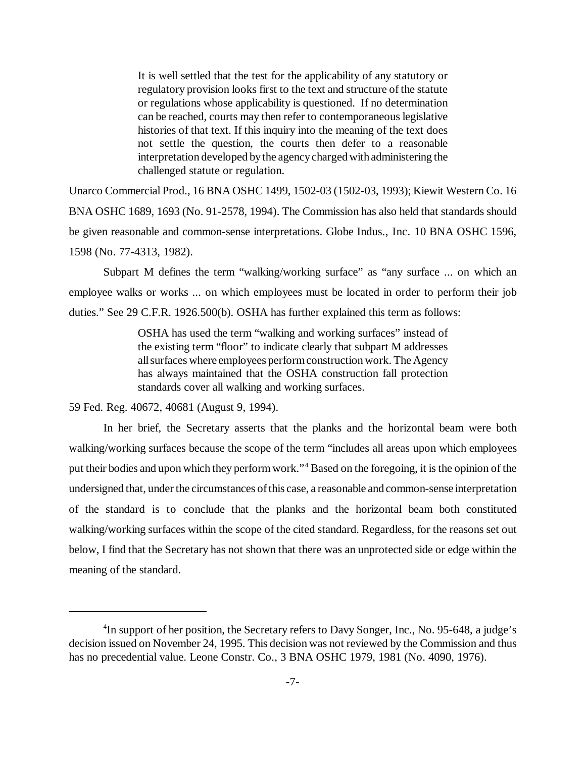> It is well settled that the test for the applicability of any statutory or regulatory provision looks first to the text and structure of the statute or regulations whose applicability is questioned. If no determination can be reached, courts may then refer to contemporaneous legislative histories of that text. If this inquiry into the meaning of the text does not settle the question, the courts then defer to a reasonable interpretation developed by the agency charged with administering the challenged statute or regulation.

Unarco Commercial Prod., 16 BNA OSHC 1499, 1502-03 (1502-03, 1993); Kiewit Western Co. 16 BNA OSHC 1689, 1693 (No. 91-2578, 1994). The Commission has also held that standards should be given reasonable and common-sense interpretations. Globe Indus., Inc. 10 BNA OSHC 1596, 1598 (No. 77-4313, 1982).

Subpart M defines the term "walking/working surface" as "any surface ... on which an employee walks or works ... on which employees must be located in order to perform their job duties." See 29 C.F.R. 1926.500(b). OSHA has further explained this term as follows:

> OSHA has used the term "walking and working surfaces" instead of the existing term "floor" to indicate clearly that subpart M addresses all surfaces where employees perform construction work. The Agency has always maintained that the OSHA construction fall protection standards cover all walking and working surfaces.

59 Fed. Reg. 40672, 40681 (August 9, 1994).

In her brief, the Secretary asserts that the planks and the horizontal beam were both walking/working surfaces because the scope of the term "includes all areas upon which employees put their bodies and upon which they perform work."[4] Based on the foregoing, it is the opinion of the undersigned that, under the circumstances of this case, a reasonable and common-sense interpretation of the standard is to conclude that the planks and the horizontal beam both constituted walking/working surfaces within the scope of the cited standard. Regardless, for the reasons set out below, I find that the Secretary has not shown that there was an unprotected side or edge within the meaning of the standard.

---

[4]In support of her position, the Secretary refers to Davy Songer, Inc., No. 95-648, a judge's decision issued on November 24, 1995. This decision was not reviewed by the Commission and thus has no precedential value. Leone Constr. Co., 3 BNA OSHC 1979, 1981 (No. 4090, 1976).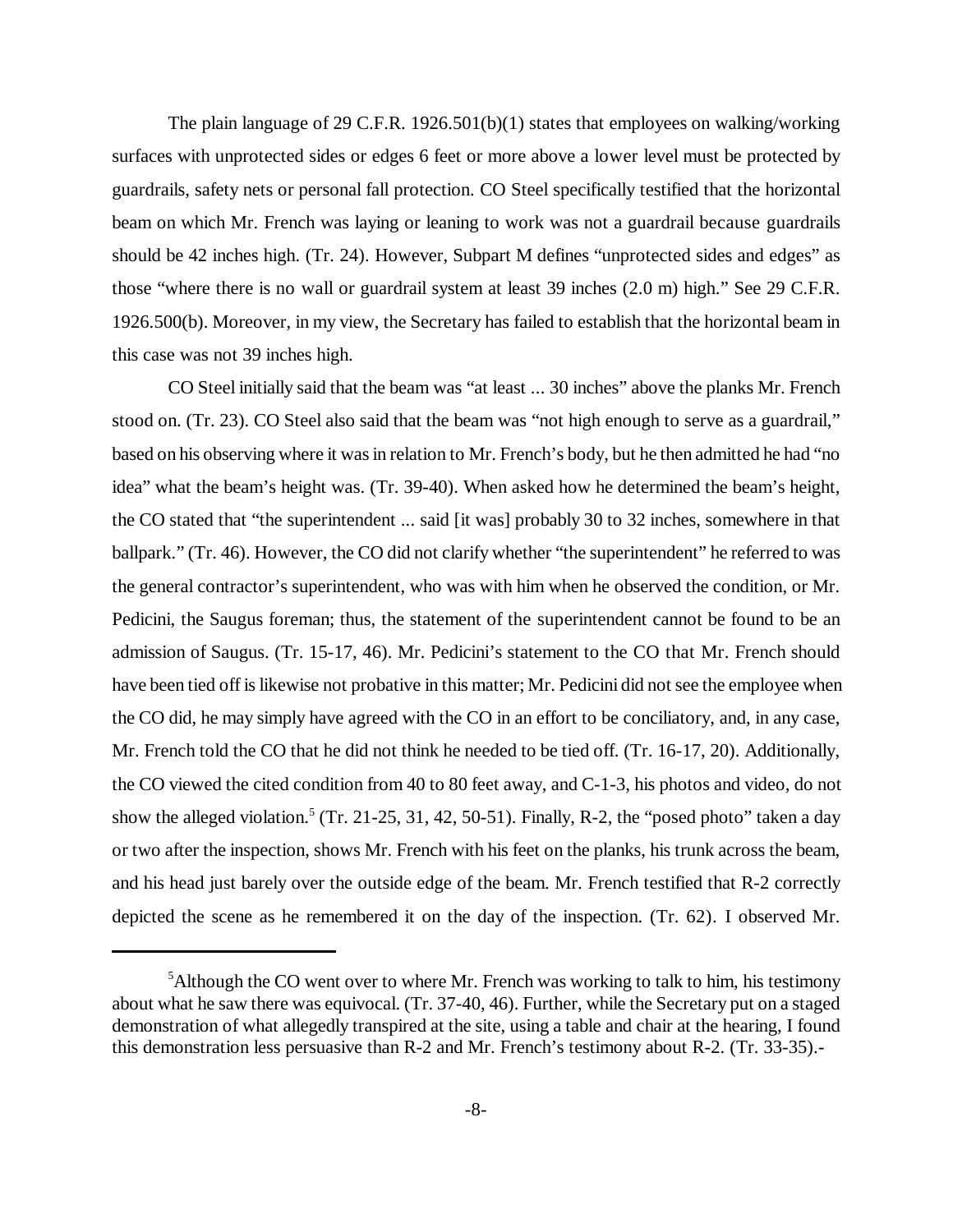The plain language of 29 C.F.R. 1926.501(b)(1) states that employees on walking/working surfaces with unprotected sides or edges 6 feet or more above a lower level must be protected by guardrails, safety nets or personal fall protection. CO Steel specifically testified that the horizontal beam on which Mr. French was laying or leaning to work was not a guardrail because guardrails should be 42 inches high. (Tr. 24). However, Subpart M defines "unprotected sides and edges" as those "where there is no wall or guardrail system at least 39 inches (2.0 m) high." See 29 C.F.R. 1926.500(b). Moreover, in my view, the Secretary has failed to establish that the horizontal beam in this case was not 39 inches high.

CO Steel initially said that the beam was "at least ... 30 inches" above the planks Mr. French stood on. (Tr. 23). CO Steel also said that the beam was "not high enough to serve as a guardrail," based on his observing where it was in relation to Mr. French's body, but he then admitted he had "no idea" what the beam's height was. (Tr. 39-40). When asked how he determined the beam's height, the CO stated that "the superintendent ... said [it was] probably 30 to 32 inches, somewhere in that ballpark." (Tr. 46). However, the CO did not clarify whether "the superintendent" he referred to was the general contractor's superintendent, who was with him when he observed the condition, or Mr. Pedicini, the Saugus foreman; thus, the statement of the superintendent cannot be found to be an admission of Saugus. (Tr. 15-17, 46). Mr. Pedicini's statement to the CO that Mr. French should have been tied off is likewise not probative in this matter; Mr. Pedicini did not see the employee when the CO did, he may simply have agreed with the CO in an effort to be conciliatory, and, in any case, Mr. French told the CO that he did not think he needed to be tied off. (Tr. 16-17, 20). Additionally, the CO viewed the cited condition from 40 to 80 feet away, and C-1-3, his photos and video, do not show the alleged violation.[5] (Tr. 21-25, 31, 42, 50-51). Finally, R-2, the "posed photo" taken a day or two after the inspection, shows Mr. French with his feet on the planks, his trunk across the beam, and his head just barely over the outside edge of the beam. Mr. French testified that R-2 correctly depicted the scene as he remembered it on the day of the inspection. (Tr. 62). I observed Mr.

---

[5]Although the CO went over to where Mr. French was working to talk to him, his testimony about what he saw there was equivocal. (Tr. 37-40, 46). Further, while the Secretary put on a staged demonstration of what allegedly transpired at the site, using a table and chair at the hearing, I found this demonstration less persuasive than R-2 and Mr. French's testimony about R-2. (Tr. 33-35).-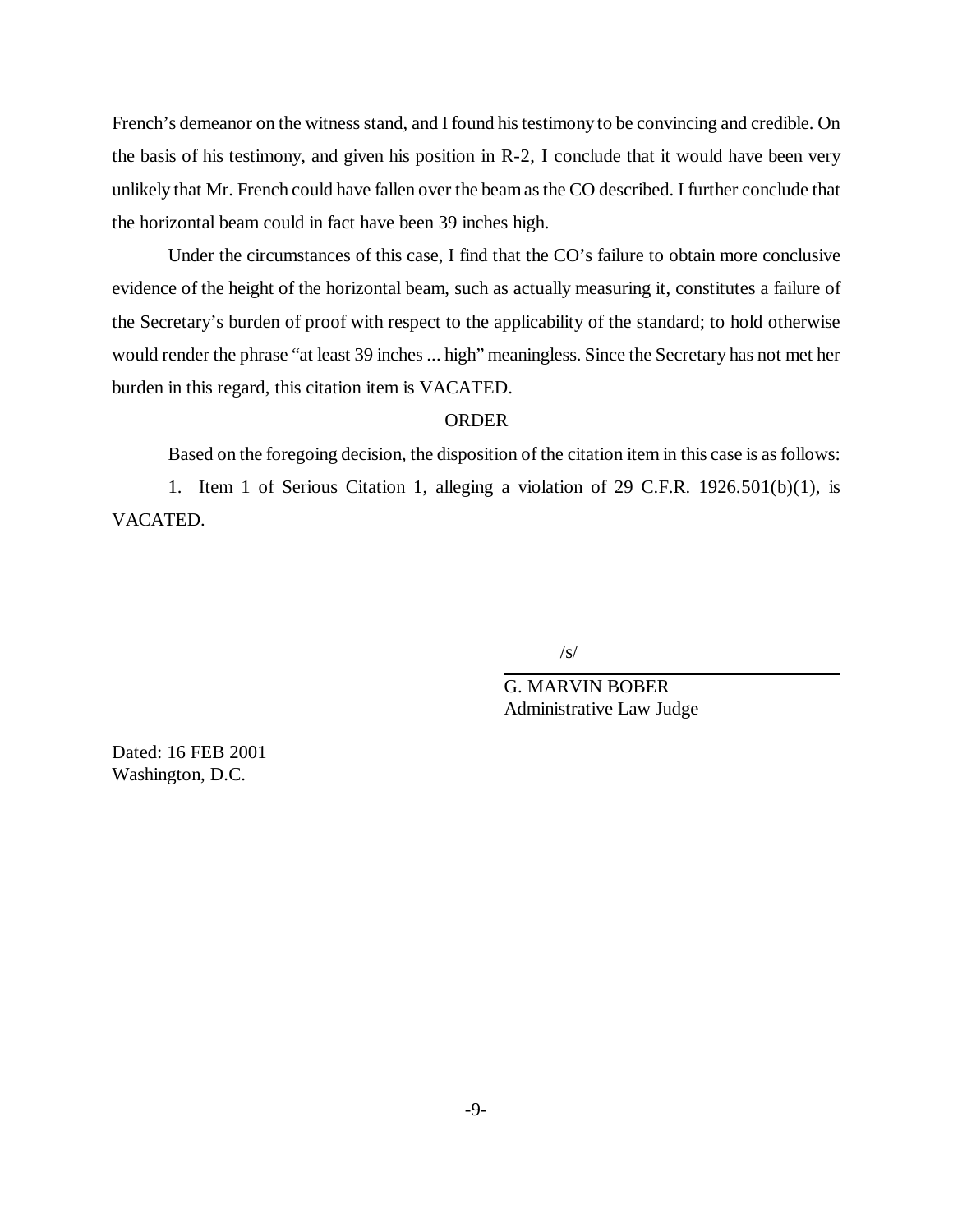French's demeanor on the witness stand, and I found his testimony to be convincing and credible. On the basis of his testimony, and given his position in R-2, I conclude that it would have been very unlikely that Mr. French could have fallen over the beam as the CO described. I further conclude that the horizontal beam could in fact have been 39 inches high.

Under the circumstances of this case, I find that the CO's failure to obtain more conclusive evidence of the height of the horizontal beam, such as actually measuring it, constitutes a failure of the Secretary's burden of proof with respect to the applicability of the standard; to hold otherwise would render the phrase "at least 39 inches ... high" meaningless. Since the Secretary has not met her burden in this regard, this citation item is VACATED.

## ORDER

Based on the foregoing decision, the disposition of the citation item in this case is as follows:

1. Item 1 of Serious Citation 1, alleging a violation of 29 C.F.R. 1926.501(b)(1), is VACATED.

/s/

G. MARVIN BOBER
Administrative Law Judge

Dated: 16 FEB 2001
Washington, D.C.